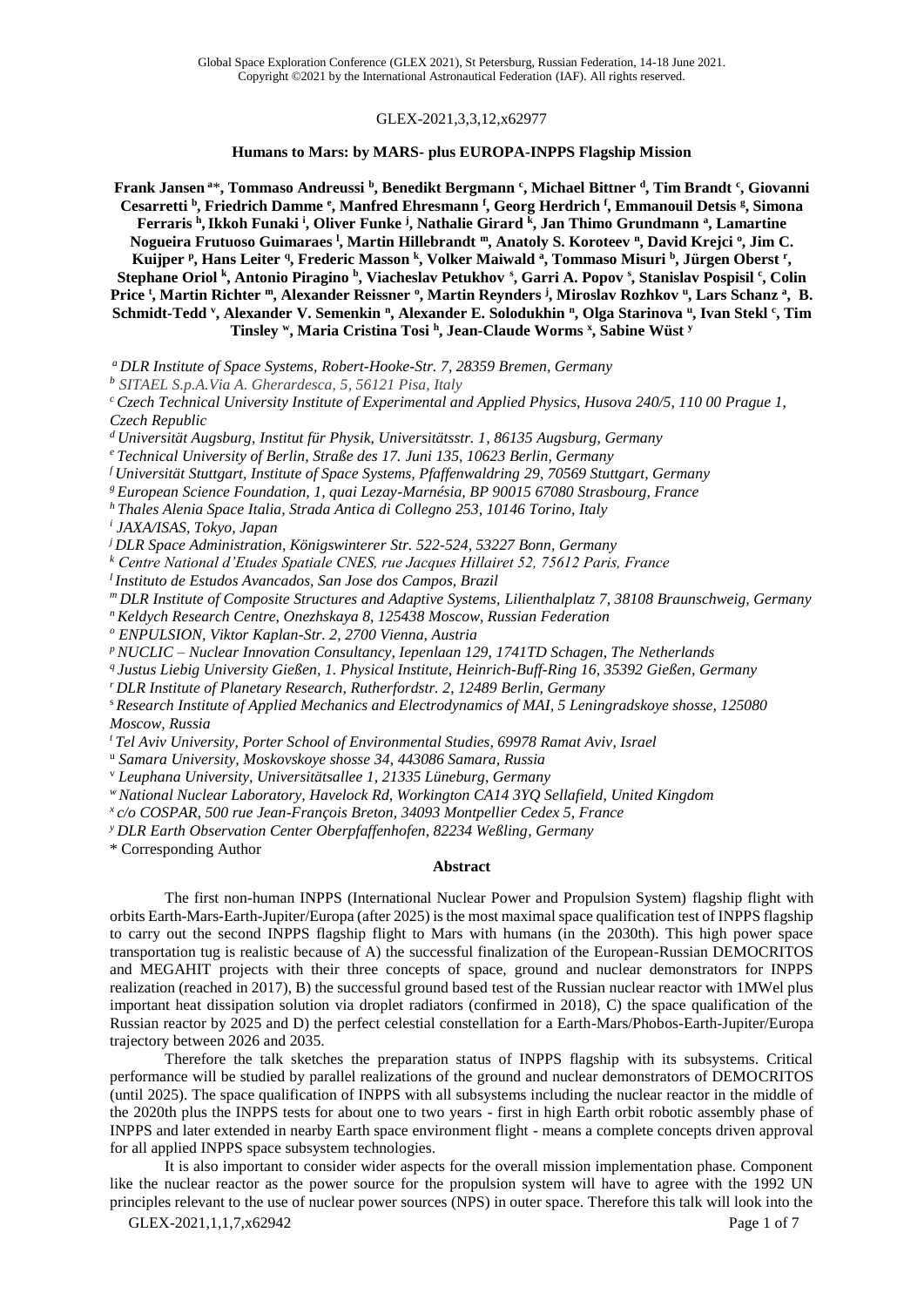GLEX-2021,3,3,12,x62977

# Humans to Mars: by MARS- plus EUROPA-INPPS Flagship Mission

**Frank Jansen [a]\*, Tommaso Andreussi [b], Benedikt Bergmann [c], Michael Bittner [d], Tim Brandt [c], Giovanni Cesarretti [b], Friedrich Damme [e], Manfred Ehresmann [f], Georg Herdrich [f], Emmanouil Detsis [g], Simona Ferraris [h], Ikkoh Funaki [i], Oliver Funke [j], Nathalie Girard [k], Jan Thimo Grundmann [a], Lamartine Nogueira Frutuoso Guimaraes [l], Martin Hillebrandt [m], Anatoly S. Koroteev [n], David Krejci [o], Jim C. Kuijper [p], Hans Leiter [q], Frederic Masson [k], Volker Maiwald [a], Tommaso Misuri [b], Jürgen Oberst [r], Stephane Oriol [k], Antonio Piragino [b], Viacheslav Petukhov [s], Garri A. Popov [s], Stanislav Pospisil [c], Colin Price [t], Martin Richter [m], Alexander Reissner [o], Martin Reynders [j], Miroslav Rozhkov [u], Lars Schanz [a], B. Schmidt-Tedd [v], Alexander V. Semenkin [n], Alexander E. Solodukhin [n], Olga Starinova [u], Ivan Stekl [c], Tim Tinsley [w], Maria Cristina Tosi [h], Jean-Claude Worms [x], Sabine Wüst [y]**

[a] *DLR Institute of Space Systems, Robert-Hooke-Str. 7, 28359 Bremen, Germany*
[b] *SITAEL S.p.A.Via A. Gherardesca, 5, 56121 Pisa, Italy*
[c] *Czech Technical University Institute of Experimental and Applied Physics, Husova 240/5, 110 00 Prague 1, Czech Republic*
[d] *Universität Augsburg, Institut für Physik, Universitätsstr. 1, 86135 Augsburg, Germany*
[e] *Technical University of Berlin, Straße des 17. Juni 135, 10623 Berlin, Germany*
[f] *Universität Stuttgart, Institute of Space Systems, Pfaffenwaldring 29, 70569 Stuttgart, Germany*
[g] *European Science Foundation, 1, quai Lezay-Marnésia, BP 90015 67080 Strasbourg, France*
[h] *Thales Alenia Space Italia, Strada Antica di Collegno 253, 10146 Torino, Italy*
[i] *JAXA/ISAS, Tokyo, Japan*
[j] *DLR Space Administration, Königswinterer Str. 522-524, 53227 Bonn, Germany*
[k] *Centre National d'Etudes Spatiale CNES, rue Jacques Hillairet 52, 75612 Paris, France*
[l] *Instituto de Estudos Avancados, San Jose dos Campos, Brazil*
[m] *DLR Institute of Composite Structures and Adaptive Systems, Lilienthalplatz 7, 38108 Braunschweig, Germany*
[n] *Keldych Research Centre, Onezhskaya 8, 125438 Moscow, Russian Federation*
[o] *ENPULSION, Viktor Kaplan-Str. 2, 2700 Vienna, Austria*
[p] *NUCLIC – Nuclear Innovation Consultancy, Iepenlaan 129, 1741TD Schagen, The Netherlands*
[q] *Justus Liebig University Gießen, 1. Physical Institute, Heinrich-Buff-Ring 16, 35392 Gießen, Germany*
[r] *DLR Institute of Planetary Research, Rutherfordstr. 2, 12489 Berlin, Germany*
[s] *Research Institute of Applied Mechanics and Electrodynamics of MAI, 5 Leningradskoye shosse, 125080 Moscow, Russia*
[t] *Tel Aviv University, Porter School of Environmental Studies, 69978 Ramat Aviv, Israel*
[u] *Samara University, Moskovskoye shosse 34, 443086 Samara, Russia*
[v] *Leuphana University, Universitätsallee 1, 21335 Lüneburg, Germany*
[w] *National Nuclear Laboratory, Havelock Rd, Workington CA14 3YQ Sellafield, United Kingdom*
[x] *c/o COSPAR, 500 rue Jean-François Breton, 34093 Montpellier Cedex 5, France*
[y] *DLR Earth Observation Center Oberpfaffenhofen, 82234 Weßling, Germany*
\* Corresponding Author

## Abstract

The first non-human INPPS (International Nuclear Power and Propulsion System) flagship flight with orbits Earth-Mars-Earth-Jupiter/Europa (after 2025) is the most maximal space qualification test of INPPS flagship to carry out the second INPPS flagship flight to Mars with humans (in the 2030th). This high power space transportation tug is realistic because of A) the successful finalization of the European-Russian DEMOCRITOS and MEGAHIT projects with their three concepts of space, ground and nuclear demonstrators for INPPS realization (reached in 2017), B) the successful ground based test of the Russian nuclear reactor with 1MWel plus important heat dissipation solution via droplet radiators (confirmed in 2018), C) the space qualification of the Russian reactor by 2025 and D) the perfect celestial constellation for a Earth-Mars/Phobos-Earth-Jupiter/Europa trajectory between 2026 and 2035.

Therefore the talk sketches the preparation status of INPPS flagship with its subsystems. Critical performance will be studied by parallel realizations of the ground and nuclear demonstrators of DEMOCRITOS (until 2025). The space qualification of INPPS with all subsystems including the nuclear reactor in the middle of the 2020th plus the INPPS tests for about one to two years - first in high Earth orbit robotic assembly phase of INPPS and later extended in nearby Earth space environment flight - means a complete concepts driven approval for all applied INPPS space subsystem technologies.

It is also important to consider wider aspects for the overall mission implementation phase. Component like the nuclear reactor as the power source for the propulsion system will have to agree with the 1992 UN principles relevant to the use of nuclear power sources (NPS) in outer space. Therefore this talk will look into the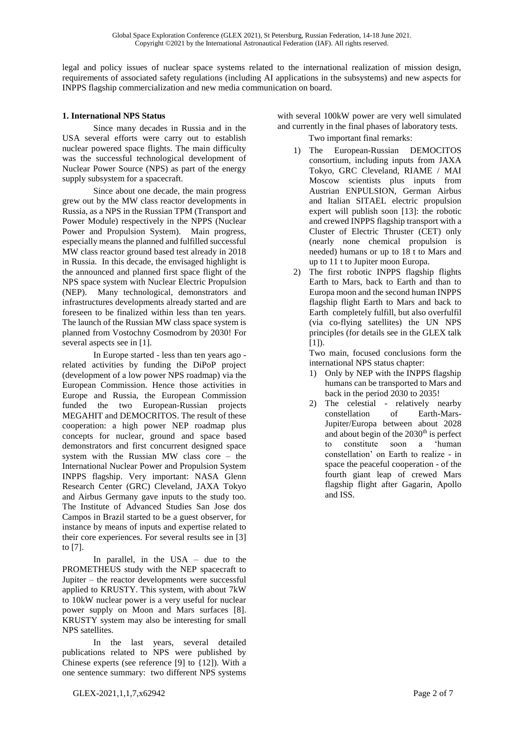legal and policy issues of nuclear space systems related to the international realization of mission design, requirements of associated safety regulations (including AI applications in the subsystems) and new aspects for INPPS flagship commercialization and new media communication on board.

## 1. International NPS Status

Since many decades in Russia and in the USA several efforts were carry out to establish nuclear powered space flights. The main difficulty was the successful technological development of Nuclear Power Source (NPS) as part of the energy supply subsystem for a spacecraft.

Since about one decade, the main progress grew out by the MW class reactor developments in Russia, as a NPS in the Russian TPM (Transport and Power Module) respectively in the NPPS (Nuclear Power and Propulsion System). Main progress, especially means the planned and fulfilled successful MW class reactor ground based test already in 2018 in Russia. In this decade, the envisaged highlight is the announced and planned first space flight of the NPS space system with Nuclear Electric Propulsion (NEP). Many technological, demonstrators and infrastructures developments already started and are foreseen to be finalized within less than ten years. The launch of the Russian MW class space system is planned from Vostochny Cosmodrom by 2030! For several aspects see in [1].

In Europe started - less than ten years ago - related activities by funding the DiPoP project (development of a low power NPS roadmap) via the European Commission. Hence those activities in Europe and Russia, the European Commission funded the two European-Russian projects MEGAHIT and DEMOCRITOS. The result of these cooperation: a high power NEP roadmap plus concepts for nuclear, ground and space based demonstrators and first concurrent designed space system with the Russian MW class core – the International Nuclear Power and Propulsion System INPPS flagship. Very important: NASA Glenn Research Center (GRC) Cleveland, JAXA Tokyo and Airbus Germany gave inputs to the study too. The Institute of Advanced Studies San Jose dos Campos in Brazil started to be a guest observer, for instance by means of inputs and expertise related to their core experiences. For several results see in [3] to [7].

In parallel, in the USA – due to the PROMETHEUS study with the NEP spacecraft to Jupiter – the reactor developments were successful applied to KRUSTY. This system, with about 7kW to 10kW nuclear power is a very useful for nuclear power supply on Moon and Mars surfaces [8]. KRUSTY system may also be interesting for small NPS satellites.

In the last years, several detailed publications related to NPS were published by Chinese experts (see reference [9] to {12]). With a one sentence summary: two different NPS systems with several 100kW power are very well simulated and currently in the final phases of laboratory tests.

Two important final remarks:

1) The European-Russian DEMOCITOS consortium, including inputs from JAXA Tokyo, GRC Cleveland, RIAME / MAI Moscow scientists plus inputs from Austrian ENPULSION, German Airbus and Italian SITAEL electric propulsion expert will publish soon [13]: the robotic and crewed INPPS flagship transport with a Cluster of Electric Thruster (CET) only (nearly none chemical propulsion is needed) humans or up to 18 t to Mars and up to 11 t to Jupiter moon Europa.
2) The first robotic INPPS flagship flights Earth to Mars, back to Earth and than to Europa moon and the second human INPPS flagship flight Earth to Mars and back to Earth completely fulfill, but also overfulfil (via co-flying satellites) the UN NPS principles (for details see in the GLEX talk [1]).

Two main, focused conclusions form the international NPS status chapter:

1) Only by NEP with the INPPS flagship humans can be transported to Mars and back in the period 2030 to 2035!
2) The celestial - relatively nearby constellation of Earth-Mars-Jupiter/Europa between about 2028 and about begin of the 2030th is perfect to constitute soon a 'human constellation' on Earth to realize - in space the peaceful cooperation - of the fourth giant leap of crewed Mars flagship flight after Gagarin, Apollo and ISS.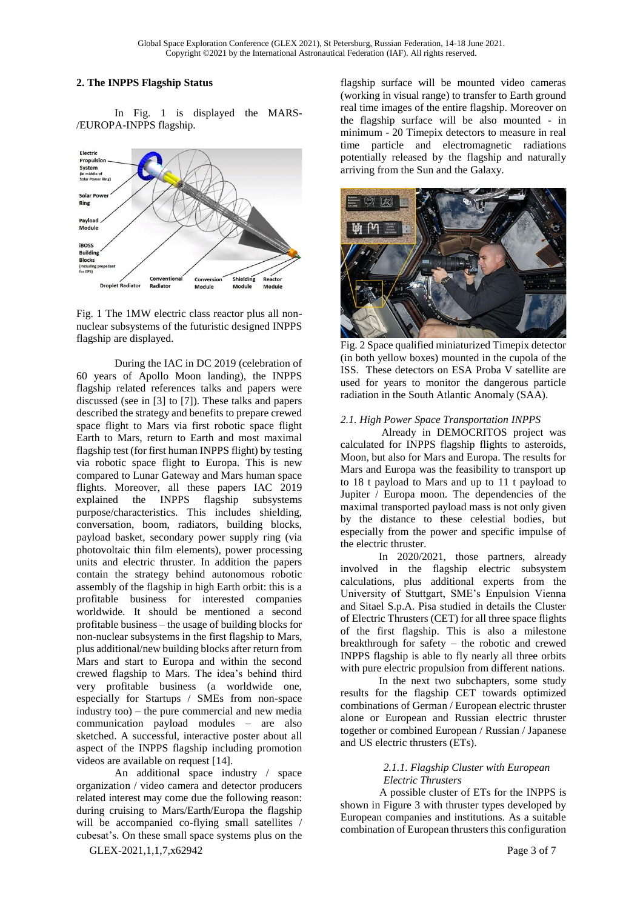## 2. The INPPS Flagship Status

In Fig. 1 is displayed the MARS-/EUROPA-INPPS flagship.

Fig. 1 The 1MW electric class reactor plus all non-nuclear subsystems of the futuristic designed INPPS flagship are displayed.

During the IAC in DC 2019 (celebration of 60 years of Apollo Moon landing), the INPPS flagship related references talks and papers were discussed (see in [3] to [7]). These talks and papers described the strategy and benefits to prepare crewed space flight to Mars via first robotic space flight Earth to Mars, return to Earth and most maximal flagship test (for first human INPPS flight) by testing via robotic space flight to Europa. This is new compared to Lunar Gateway and Mars human space flights. Moreover, all these papers IAC 2019 explained the INPPS flagship subsystems purpose/characteristics. This includes shielding, conversation, boom, radiators, building blocks, payload basket, secondary power supply ring (via photovoltaic thin film elements), power processing units and electric thruster. In addition the papers contain the strategy behind autonomous robotic assembly of the flagship in high Earth orbit: this is a profitable business for interested companies worldwide. It should be mentioned a second profitable business – the usage of building blocks for non-nuclear subsystems in the first flagship to Mars, plus additional/new building blocks after return from Mars and start to Europa and within the second crewed flagship to Mars. The idea's behind third very profitable business (a worldwide one, especially for Startups / SMEs from non-space industry too) – the pure commercial and new media communication payload modules – are also sketched. A successful, interactive poster about all aspect of the INPPS flagship including promotion videos are available on request [14].

An additional space industry / space organization / video camera and detector producers related interest may come due the following reason: during cruising to Mars/Earth/Europa the flagship will be accompanied co-flying small satellites / cubesat's. On these small space systems plus on the flagship surface will be mounted video cameras (working in visual range) to transfer to Earth ground real time images of the entire flagship. Moreover on the flagship surface will be also mounted - in minimum - 20 Timepix detectors to measure in real time particle and electromagnetic radiations potentially released by the flagship and naturally arriving from the Sun and the Galaxy.

Fig. 2 Space qualified miniaturized Timepix detector (in both yellow boxes) mounted in the cupola of the ISS. These detectors on ESA Proba V satellite are used for years to monitor the dangerous particle radiation in the South Atlantic Anomaly (SAA).

### *2.1. High Power Space Transportation INPPS*

Already in DEMOCRITOS project was calculated for INPPS flagship flights to asteroids, Moon, but also for Mars and Europa. The results for Mars and Europa was the feasibility to transport up to 18 t payload to Mars and up to 11 t payload to Jupiter / Europa moon. The dependencies of the maximal transported payload mass is not only given by the distance to these celestial bodies, but especially from the power and specific impulse of the electric thruster.

In 2020/2021, those partners, already involved in the flagship electric subsystem calculations, plus additional experts from the University of Stuttgart, SME's Enpulsion Vienna and Sitael S.p.A. Pisa studied in details the Cluster of Electric Thrusters (CET) for all three space flights of the first flagship. This is also a milestone breakthrough for safety – the robotic and crewed INPPS flagship is able to fly nearly all three orbits with pure electric propulsion from different nations.

In the next two subchapters, some study results for the flagship CET towards optimized combinations of German / European electric thruster alone or European and Russian electric thruster together or combined European / Russian / Japanese and US electric thrusters (ETs).

#### *2.1.1. Flagship Cluster with European Electric Thrusters*

A possible cluster of ETs for the INPPS is shown in Figure 3 with thruster types developed by European companies and institutions. As a suitable combination of European thrusters this configuration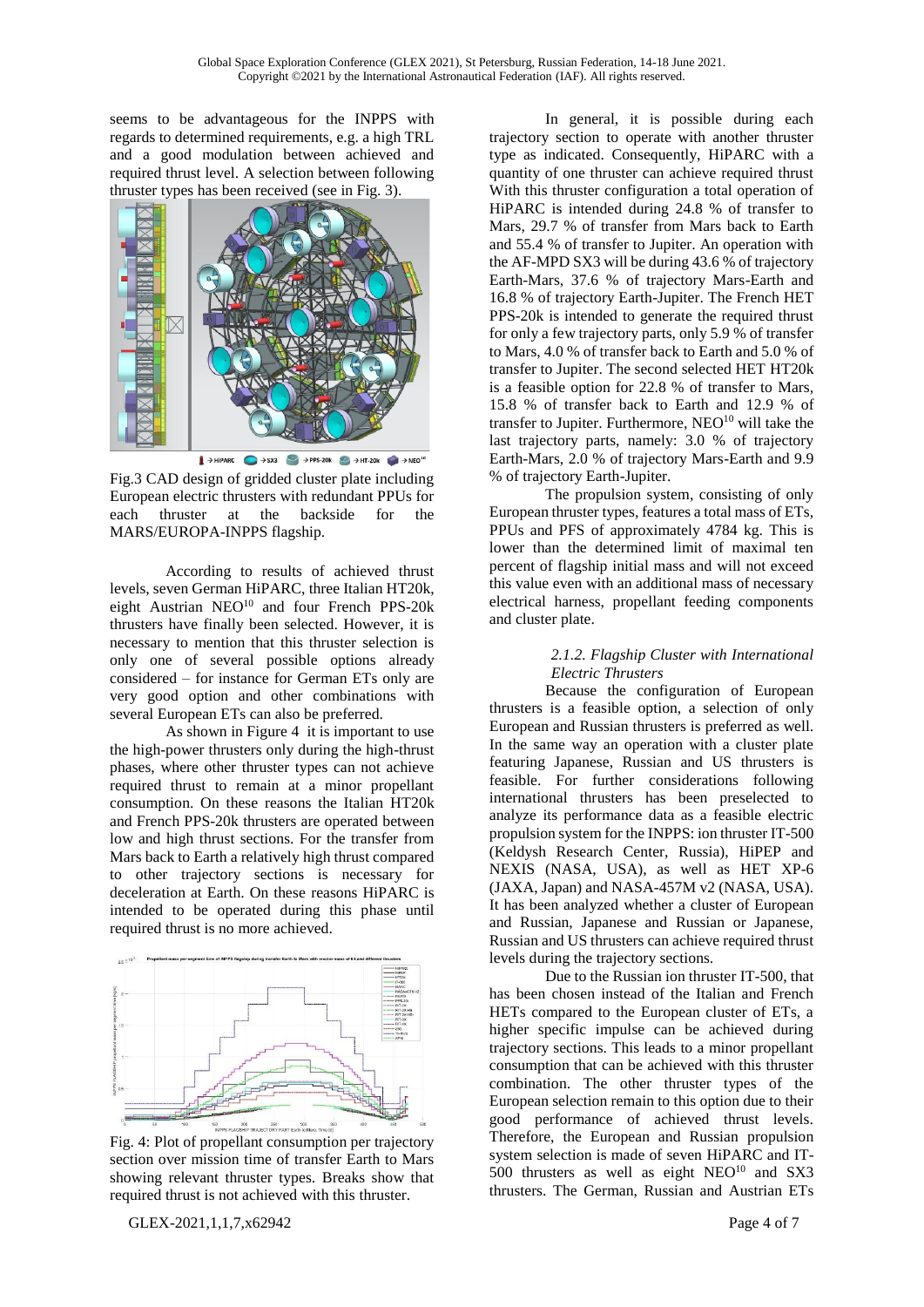seems to be advantageous for the INPPS with regards to determined requirements, e.g. a high TRL and a good modulation between achieved and required thrust level. A selection between following thruster types has been received (see in Fig. 3).

Fig.3 CAD design of gridded cluster plate including European electric thrusters with redundant PPUs for each thruster at the backside for the MARS/EUROPA-INPPS flagship.

According to results of achieved thrust levels, seven German HiPARC, three Italian HT20k, eight Austrian NEO[10] and four French PPS-20k thrusters have finally been selected. However, it is necessary to mention that this thruster selection is only one of several possible options already considered – for instance for German ETs only are very good option and other combinations with several European ETs can also be preferred.

As shown in Figure 4 it is important to use the high-power thrusters only during the high-thrust phases, where other thruster types can not achieve required thrust to remain at a minor propellant consumption. On these reasons the Italian HT20k and French PPS-20k thrusters are operated between low and high thrust sections. For the transfer from Mars back to Earth a relatively high thrust compared to other trajectory sections is necessary for deceleration at Earth. On these reasons HiPARC is intended to be operated during this phase until required thrust is no more achieved.

Fig. 4: Plot of propellant consumption per trajectory section over mission time of transfer Earth to Mars showing relevant thruster types. Breaks show that required thrust is not achieved with this thruster.

In general, it is possible during each trajectory section to operate with another thruster type as indicated. Consequently, HiPARC with a quantity of one thruster can achieve required thrust With this thruster configuration a total operation of HiPARC is intended during 24.8 % of transfer to Mars, 29.7 % of transfer from Mars back to Earth and 55.4 % of transfer to Jupiter. An operation with the AF-MPD SX3 will be during 43.6 % of trajectory Earth-Mars, 37.6 % of trajectory Mars-Earth and 16.8 % of trajectory Earth-Jupiter. The French HET PPS-20k is intended to generate the required thrust for only a few trajectory parts, only 5.9 % of transfer to Mars, 4.0 % of transfer back to Earth and 5.0 % of transfer to Jupiter. The second selected HET HT20k is a feasible option for 22.8 % of transfer to Mars, 15.8 % of transfer back to Earth and 12.9 % of transfer to Jupiter. Furthermore, NEO[10] will take the last trajectory parts, namely: 3.0 % of trajectory Earth-Mars, 2.0 % of trajectory Mars-Earth and 9.9 % of trajectory Earth-Jupiter.

The propulsion system, consisting of only European thruster types, features a total mass of ETs, PPUs and PFS of approximately 4784 kg. This is lower than the determined limit of maximal ten percent of flagship initial mass and will not exceed this value even with an additional mass of necessary electrical harness, propellant feeding components and cluster plate.

#### *2.1.2. Flagship Cluster with International Electric Thrusters*

Because the configuration of European thrusters is a feasible option, a selection of only European and Russian thrusters is preferred as well. In the same way an operation with a cluster plate featuring Japanese, Russian and US thrusters is feasible. For further considerations following international thrusters has been preselected to analyze its performance data as a feasible electric propulsion system for the INPPS: ion thruster IT-500 (Keldysh Research Center, Russia), HiPEP and NEXIS (NASA, USA), as well as HET XP-6 (JAXA, Japan) and NASA-457M v2 (NASA, USA). It has been analyzed whether a cluster of European and Russian, Japanese and Russian or Japanese, Russian and US thrusters can achieve required thrust levels during the trajectory sections.

Due to the Russian ion thruster IT-500, that has been chosen instead of the Italian and French HETs compared to the European cluster of ETs, a higher specific impulse can be achieved during trajectory sections. This leads to a minor propellant consumption that can be achieved with this thruster combination. The other thruster types of the European selection remain to this option due to their good performance of achieved thrust levels. Therefore, the European and Russian propulsion system selection is made of seven HiPARC and IT-500 thrusters as well as eight NEO[10] and SX3 thrusters. The German, Russian and Austrian ETs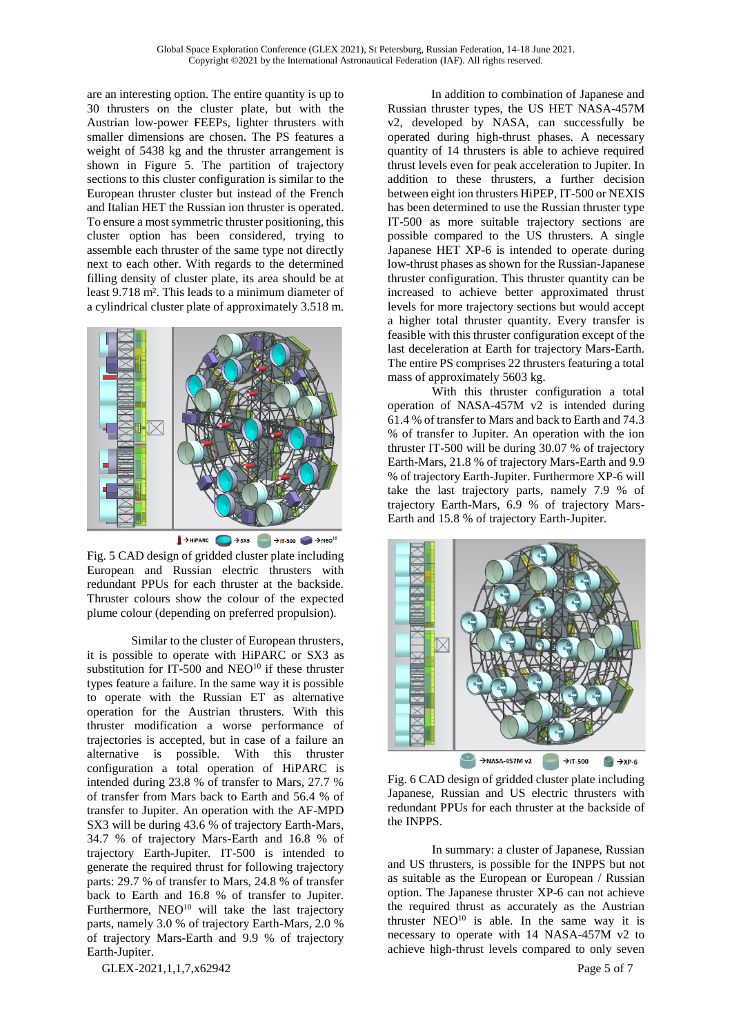are an interesting option. The entire quantity is up to 30 thrusters on the cluster plate, but with the Austrian low-power FEEPs, lighter thrusters with smaller dimensions are chosen. The PS features a weight of 5438 kg and the thruster arrangement is shown in Figure 5. The partition of trajectory sections to this cluster configuration is similar to the European thruster cluster but instead of the French and Italian HET the Russian ion thruster is operated. To ensure a most symmetric thruster positioning, this cluster option has been considered, trying to assemble each thruster of the same type not directly next to each other. With regards to the determined filling density of cluster plate, its area should be at least 9.718 m². This leads to a minimum diameter of a cylindrical cluster plate of approximately 3.518 m.

Fig. 5 CAD design of gridded cluster plate including European and Russian electric thrusters with redundant PPUs for each thruster at the backside. Thruster colours show the colour of the expected plume colour (depending on preferred propulsion).

Similar to the cluster of European thrusters, it is possible to operate with HiPARC or SX3 as substitution for IT-500 and NEO[10] if these thruster types feature a failure. In the same way it is possible to operate with the Russian ET as alternative operation for the Austrian thrusters. With this thruster modification a worse performance of trajectories is accepted, but in case of a failure an alternative is possible. With this thruster configuration a total operation of HiPARC is intended during 23.8 % of transfer to Mars, 27.7 % of transfer from Mars back to Earth and 56.4 % of transfer to Jupiter. An operation with the AF-MPD SX3 will be during 43.6 % of trajectory Earth-Mars, 34.7 % of trajectory Mars-Earth and 16.8 % of trajectory Earth-Jupiter. IT-500 is intended to generate the required thrust for following trajectory parts: 29.7 % of transfer to Mars, 24.8 % of transfer back to Earth and 16.8 % of transfer to Jupiter. Furthermore, NEO[10] will take the last trajectory parts, namely 3.0 % of trajectory Earth-Mars, 2.0 % of trajectory Mars-Earth and 9.9 % of trajectory Earth-Jupiter.

In addition to combination of Japanese and Russian thruster types, the US HET NASA-457M v2, developed by NASA, can successfully be operated during high-thrust phases. A necessary quantity of 14 thrusters is able to achieve required thrust levels even for peak acceleration to Jupiter. In addition to these thrusters, a further decision between eight ion thrusters HiPEP, IT-500 or NEXIS has been determined to use the Russian thruster type IT-500 as more suitable trajectory sections are possible compared to the US thrusters. A single Japanese HET XP-6 is intended to operate during low-thrust phases as shown for the Russian-Japanese thruster configuration. This thruster quantity can be increased to achieve better approximated thrust levels for more trajectory sections but would accept a higher total thruster quantity. Every transfer is feasible with this thruster configuration except of the last deceleration at Earth for trajectory Mars-Earth. The entire PS comprises 22 thrusters featuring a total mass of approximately 5603 kg.

With this thruster configuration a total operation of NASA-457M v2 is intended during 61.4 % of transfer to Mars and back to Earth and 74.3 % of transfer to Jupiter. An operation with the ion thruster IT-500 will be during 30.07 % of trajectory Earth-Mars, 21.8 % of trajectory Mars-Earth and 9.9 % of trajectory Earth-Jupiter. Furthermore XP-6 will take the last trajectory parts, namely 7.9 % of trajectory Earth-Mars, 6.9 % of trajectory Mars-Earth and 15.8 % of trajectory Earth-Jupiter.

Fig. 6 CAD design of gridded cluster plate including Japanese, Russian and US electric thrusters with redundant PPUs for each thruster at the backside of the INPPS.

In summary: a cluster of Japanese, Russian and US thrusters, is possible for the INPPS but not as suitable as the European or European / Russian option. The Japanese thruster XP-6 can not achieve the required thrust as accurately as the Austrian thruster NEO[10] is able. In the same way it is necessary to operate with 14 NASA-457M v2 to achieve high-thrust levels compared to only seven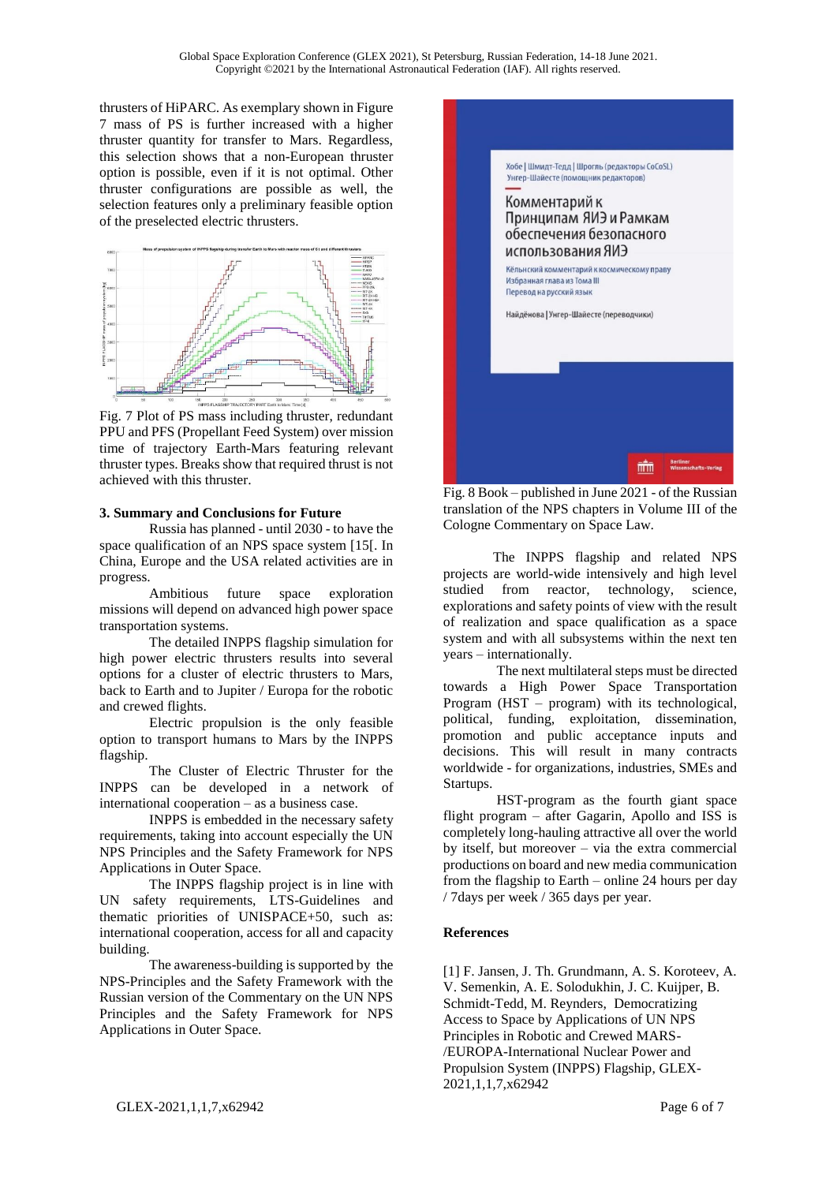thrusters of HiPARC. As exemplary shown in Figure 7 mass of PS is further increased with a higher thruster quantity for transfer to Mars. Regardless, this selection shows that a non-European thruster option is possible, even if it is not optimal. Other thruster configurations are possible as well, the selection features only a preliminary feasible option of the preselected electric thrusters.

Fig. 7 Plot of PS mass including thruster, redundant PPU and PFS (Propellant Feed System) over mission time of trajectory Earth-Mars featuring relevant thruster types. Breaks show that required thrust is not achieved with this thruster.

### 3. Summary and Conclusions for Future

Russia has planned - until 2030 - to have the space qualification of an NPS space system [15[. In China, Europe and the USA related activities are in progress.

Ambitious future space exploration missions will depend on advanced high power space transportation systems.

The detailed INPPS flagship simulation for high power electric thrusters results into several options for a cluster of electric thrusters to Mars, back to Earth and to Jupiter / Europa for the robotic and crewed flights.

Electric propulsion is the only feasible option to transport humans to Mars by the INPPS flagship.

The Cluster of Electric Thruster for the INPPS can be developed in a network of international cooperation – as a business case.

INPPS is embedded in the necessary safety requirements, taking into account especially the UN NPS Principles and the Safety Framework for NPS Applications in Outer Space.

The INPPS flagship project is in line with UN safety requirements, LTS-Guidelines and thematic priorities of UNISPACE+50, such as: international cooperation, access for all and capacity building.

The awareness-building is supported by the NPS-Principles and the Safety Framework with the Russian version of the Commentary on the UN NPS Principles and the Safety Framework for NPS Applications in Outer Space.

Fig. 8 Book – published in June 2021 - of the Russian translation of the NPS chapters in Volume III of the Cologne Commentary on Space Law.

The INPPS flagship and related NPS projects are world-wide intensively and high level studied from reactor, technology, science, explorations and safety points of view with the result of realization and space qualification as a space system and with all subsystems within the next ten years – internationally.

The next multilateral steps must be directed towards a High Power Space Transportation Program (HST – program) with its technological, political, funding, exploitation, dissemination, promotion and public acceptance inputs and decisions. This will result in many contracts worldwide - for organizations, industries, SMEs and Startups.

HST-program as the fourth giant space flight program – after Gagarin, Apollo and ISS is completely long-hauling attractive all over the world by itself, but moreover – via the extra commercial productions on board and new media communication from the flagship to Earth – online 24 hours per day / 7days per week / 365 days per year.

### References

[1] F. Jansen, J. Th. Grundmann, A. S. Koroteev, A. V. Semenkin, A. E. Solodukhin, J. C. Kuijper, B. Schmidt-Tedd, M. Reynders, Democratizing Access to Space by Applications of UN NPS Principles in Robotic and Crewed MARS- /EUROPA-International Nuclear Power and Propulsion System (INPPS) Flagship, GLEX-2021,1,1,7,x62942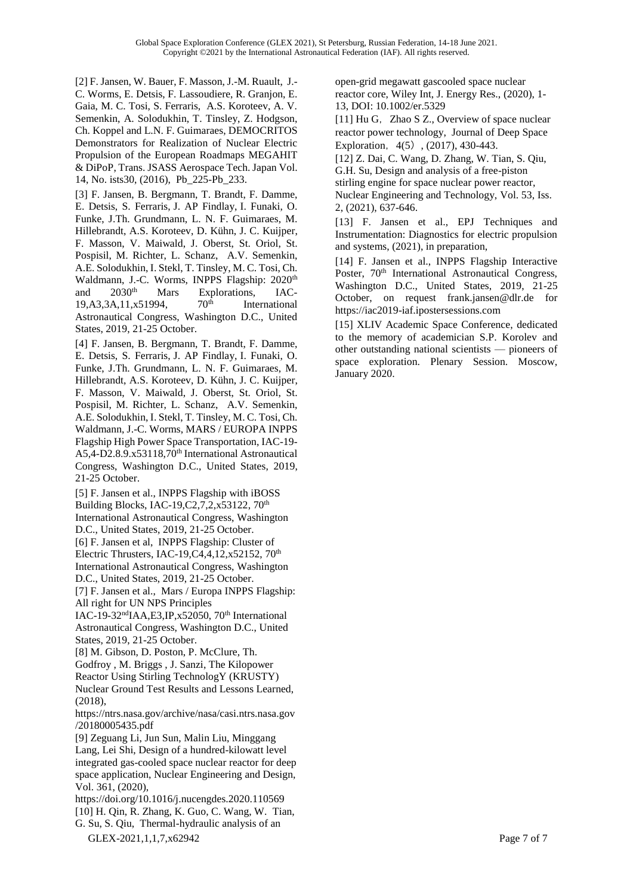[2] F. Jansen, W. Bauer, F. Masson, J.-M. Ruault, J.-C. Worms, E. Detsis, F. Lassoudiere, R. Granjon, E. Gaia, M. C. Tosi, S. Ferraris, A.S. Koroteev, A. V. Semenkin, A. Solodukhin, T. Tinsley, Z. Hodgson, Ch. Koppel and L.N. F. Guimaraes, DEMOCRITOS Demonstrators for Realization of Nuclear Electric Propulsion of the European Roadmaps MEGAHIT & DiPoP, Trans. JSASS Aerospace Tech. Japan Vol. 14, No. ists30, (2016), Pb_225-Pb_233.

[3] F. Jansen, B. Bergmann, T. Brandt, F. Damme, E. Detsis, S. Ferraris, J. AP Findlay, I. Funaki, O. Funke, J.Th. Grundmann, L. N. F. Guimaraes, M. Hillebrandt, A.S. Koroteev, D. Kühn, J. C. Kuijper, F. Masson, V. Maiwald, J. Oberst, St. Oriol, St. Pospisil, M. Richter, L. Schanz, A.V. Semenkin, A.E. Solodukhin, I. Stekl, T. Tinsley, M. C. Tosi, Ch. Waldmann, J.-C. Worms, INPPS Flagship: 2020th and 2030th Mars Explorations, IAC-19,A3,3A,11,x51994, 70th International Astronautical Congress, Washington D.C., United States, 2019, 21-25 October.

[4] F. Jansen, B. Bergmann, T. Brandt, F. Damme, E. Detsis, S. Ferraris, J. AP Findlay, I. Funaki, O. Funke, J.Th. Grundmann, L. N. F. Guimaraes, M. Hillebrandt, A.S. Koroteev, D. Kühn, J. C. Kuijper, F. Masson, V. Maiwald, J. Oberst, St. Oriol, St. Pospisil, M. Richter, L. Schanz, A.V. Semenkin, A.E. Solodukhin, I. Stekl, T. Tinsley, M. C. Tosi, Ch. Waldmann, J.-C. Worms, MARS / EUROPA INPPS Flagship High Power Space Transportation, IAC-19-A5,4-D2.8.9.x53118,70th International Astronautical Congress, Washington D.C., United States, 2019, 21-25 October.

[5] F. Jansen et al., INPPS Flagship with iBOSS Building Blocks, IAC-19,C2,7,2,x53122, 70th International Astronautical Congress, Washington D.C., United States, 2019, 21-25 October.

[6] F. Jansen et al, INPPS Flagship: Cluster of Electric Thrusters, IAC-19,C4,4,12,x52152, 70th International Astronautical Congress, Washington D.C., United States, 2019, 21-25 October.

[7] F. Jansen et al., Mars / Europa INPPS Flagship: All right for UN NPS Principles IAC-19-32ndIAA,E3,IP,x52050, 70th International Astronautical Congress, Washington D.C., United States, 2019, 21-25 October.

[8] M. Gibson, D. Poston, P. McClure, Th. Godfroy , M. Briggs , J. Sanzi, The Kilopower Reactor Using Stirling TechnologY (KRUSTY) Nuclear Ground Test Results and Lessons Learned, (2018), https://ntrs.nasa.gov/archive/nasa/casi.ntrs.nasa.gov/20180005435.pdf

[9] Zeguang Li, Jun Sun, Malin Liu, Minggang Lang, Lei Shi, Design of a hundred-kilowatt level integrated gas-cooled space nuclear reactor for deep space application, Nuclear Engineering and Design, Vol. 361, (2020), https://doi.org/10.1016/j.nucengdes.2020.110569

[10] H. Qin, R. Zhang, K. Guo, C. Wang, W. Tian, G. Su, S. Qiu, Thermal-hydraulic analysis of an open-grid megawatt gascooled space nuclear reactor core, Wiley Int, J. Energy Res., (2020), 1-13, DOI: 10.1002/er.5329

[11] Hu G，Zhao S Z., Overview of space nuclear reactor power technology，Journal of Deep Space Exploration，4(5），(2017), 430-443.

[12] Z. Dai, C. Wang, D. Zhang, W. Tian, S. Qiu, G.H. Su, Design and analysis of a free-piston stirling engine for space nuclear power reactor, Nuclear Engineering and Technology, Vol. 53, Iss. 2, (2021), 637-646.

[13] F. Jansen et al., EPJ Techniques and Instrumentation: Diagnostics for electric propulsion and systems, (2021), in preparation,

[14] F. Jansen et al., INPPS Flagship Interactive Poster, 70th International Astronautical Congress, Washington D.C., United States, 2019, 21-25 October, on request frank.jansen@dlr.de for https://iac2019-iaf.ipostersessions.com

[15] XLIV Academic Space Conference, dedicated to the memory of academician S.P. Korolev and other outstanding national scientists — pioneers of space exploration. Plenary Session. Moscow, January 2020.